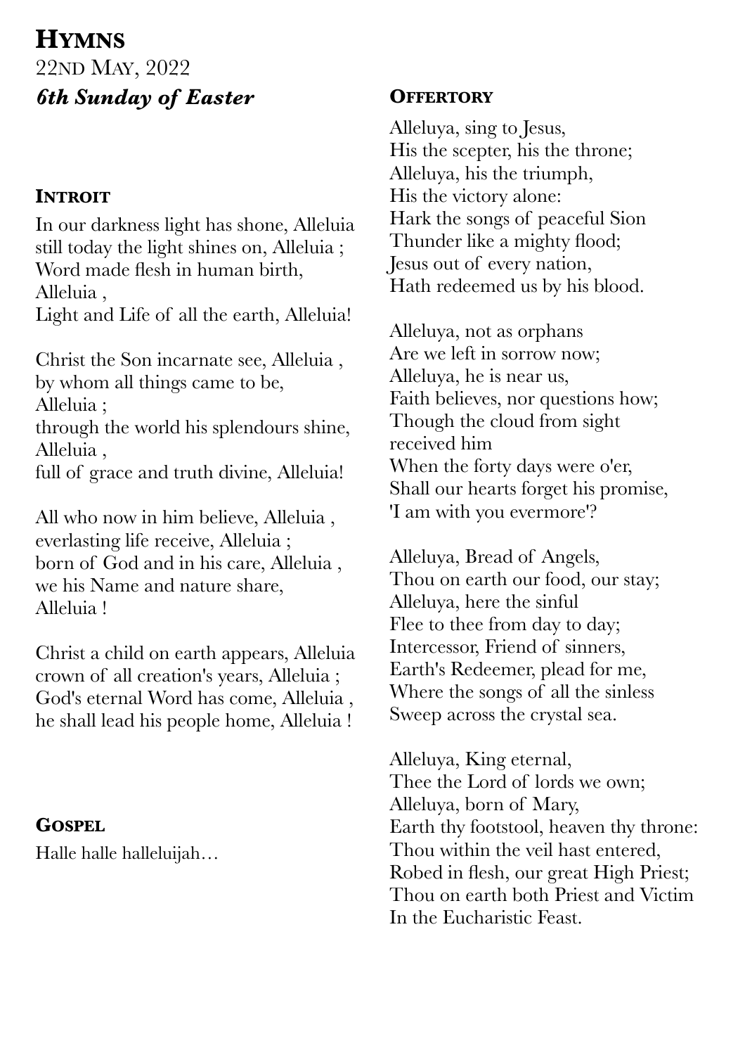# Hymns

22nd May, 2022

***6th Sunday of Easter***

## Introit

In our darkness light has shone, Alleluia
still today the light shines on, Alleluia ;
Word made flesh in human birth,
Alleluia ,
Light and Life of all the earth, Alleluia!

Christ the Son incarnate see, Alleluia ,
by whom all things came to be,
Alleluia ;
through the world his splendours shine,
Alleluia ,
full of grace and truth divine, Alleluia!

All who now in him believe, Alleluia ,
everlasting life receive, Alleluia ;
born of God and in his care, Alleluia ,
we his Name and nature share,
Alleluia !

Christ a child on earth appears, Alleluia
crown of all creation's years, Alleluia ;
God's eternal Word has come, Alleluia ,
he shall lead his people home, Alleluia !

## Gospel

Halle halle halleluijah…

## Offertory

Alleluya, sing to Jesus,
His the scepter, his the throne;
Alleluya, his the triumph,
His the victory alone:
Hark the songs of peaceful Sion
Thunder like a mighty flood;
Jesus out of every nation,
Hath redeemed us by his blood.

Alleluya, not as orphans
Are we left in sorrow now;
Alleluya, he is near us,
Faith believes, nor questions how;
Though the cloud from sight
received him
When the forty days were o'er,
Shall our hearts forget his promise,
'I am with you evermore'?

Alleluya, Bread of Angels,
Thou on earth our food, our stay;
Alleluya, here the sinful
Flee to thee from day to day;
Intercessor, Friend of sinners,
Earth's Redeemer, plead for me,
Where the songs of all the sinless
Sweep across the crystal sea.

Alleluya, King eternal,
Thee the Lord of lords we own;
Alleluya, born of Mary,
Earth thy footstool, heaven thy throne:
Thou within the veil hast entered,
Robed in flesh, our great High Priest;
Thou on earth both Priest and Victim
In the Eucharistic Feast.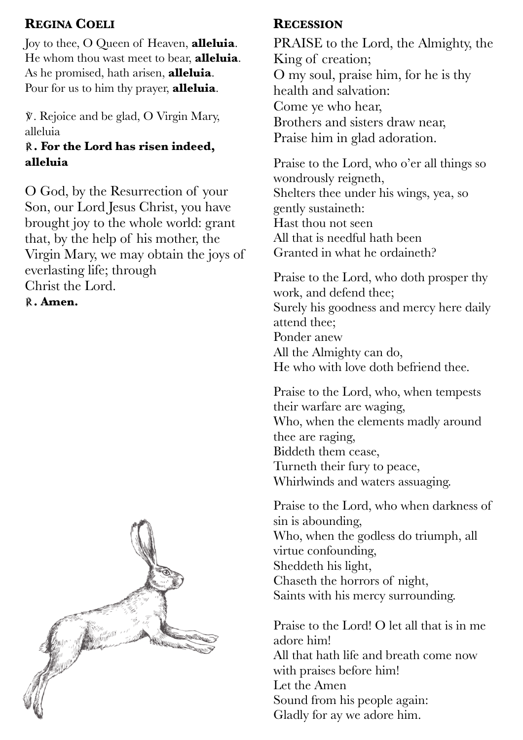## Regina Coeli

Joy to thee, O Queen of Heaven, **alleluia**.
He whom thou wast meet to bear, **alleluia**.
As he promised, hath arisen, **alleluia**.
Pour for us to him thy prayer, **alleluia**.

℣. Rejoice and be glad, O Virgin Mary, alleluia
**℟. For the Lord has risen indeed, alleluia**

O God, by the Resurrection of your Son, our Lord Jesus Christ, you have brought joy to the whole world: grant that, by the help of his mother, the Virgin Mary, we may obtain the joys of everlasting life; through Christ the Lord.
**℟. Amen.**

## Recession

PRAISE to the Lord, the Almighty, the King of creation;
O my soul, praise him, for he is thy health and salvation:
Come ye who hear,
Brothers and sisters draw near,
Praise him in glad adoration.

Praise to the Lord, who o'er all things so wondrously reigneth,
Shelters thee under his wings, yea, so gently sustaineth:
Hast thou not seen
All that is needful hath been
Granted in what he ordaineth?

Praise to the Lord, who doth prosper thy work, and defend thee;
Surely his goodness and mercy here daily attend thee;
Ponder anew
All the Almighty can do,
He who with love doth befriend thee.

Praise to the Lord, who, when tempests their warfare are waging,
Who, when the elements madly around thee are raging,
Biddeth them cease,
Turneth their fury to peace,
Whirlwinds and waters assuaging.

Praise to the Lord, who when darkness of sin is abounding,
Who, when the godless do triumph, all virtue confounding,
Sheddeth his light,
Chaseth the horrors of night,
Saints with his mercy surrounding.

Praise to the Lord! O let all that is in me adore him!
All that hath life and breath come now with praises before him!
Let the Amen
Sound from his people again:
Gladly for ay we adore him.